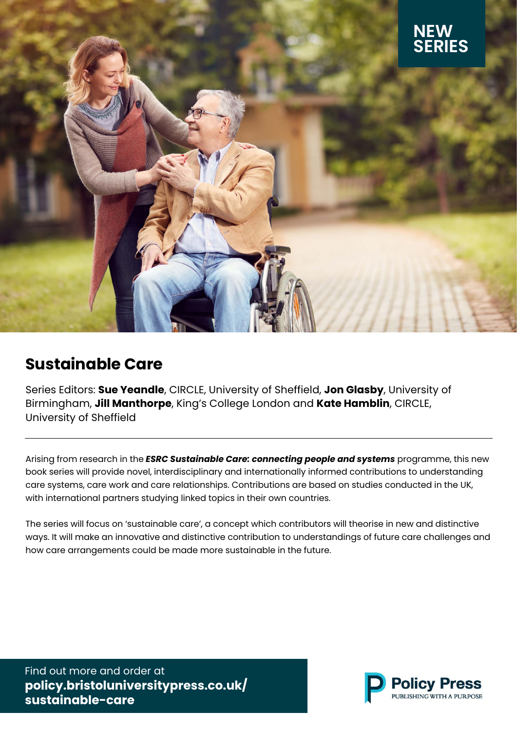NEW SERIES

# Sustainable Care

Series Editors: **Sue Yeandle**, CIRCLE, University of Sheffield, **Jon Glasby**, University of Birmingham, **Jill Manthorpe**, King's College London and **Kate Hamblin**, CIRCLE, University of Sheffield

---

Arising from research in the ***ESRC Sustainable Care: connecting people and systems*** programme, this new book series will provide novel, interdisciplinary and internationally informed contributions to understanding care systems, care work and care relationships. Contributions are based on studies conducted in the UK, with international partners studying linked topics in their own countries.

The series will focus on 'sustainable care', a concept which contributors will theorise in new and distinctive ways. It will make an innovative and distinctive contribution to understandings of future care challenges and how care arrangements could be made more sustainable in the future.

Find out more and order at
**policy.bristoluniversitypress.co.uk/sustainable-care**

Policy Press
PUBLISHING WITH A PURPOSE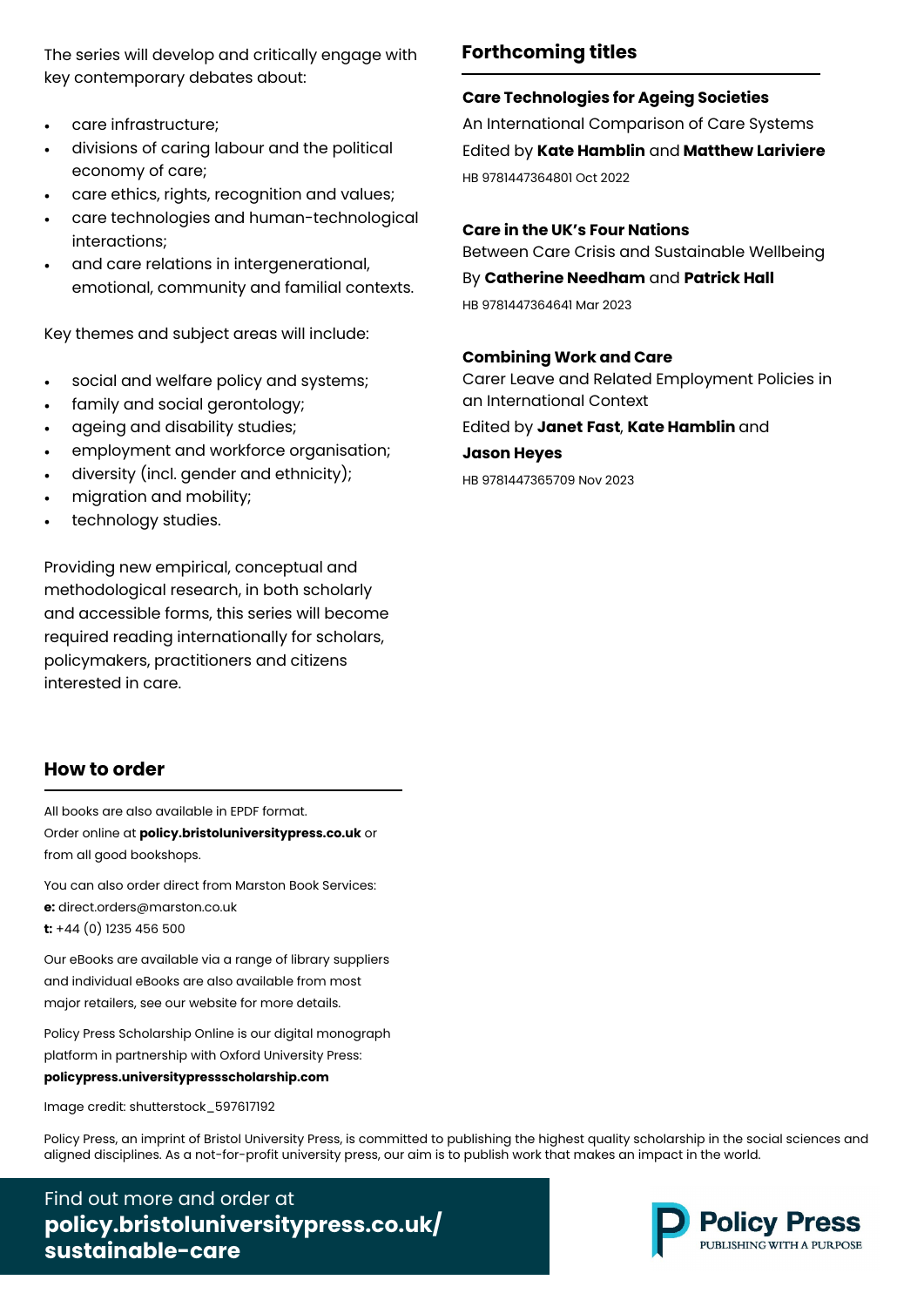The series will develop and critically engage with key contemporary debates about:

- care infrastructure;
- divisions of caring labour and the political economy of care;
- care ethics, rights, recognition and values;
- care technologies and human-technological interactions;
- and care relations in intergenerational, emotional, community and familial contexts.

Key themes and subject areas will include:

- social and welfare policy and systems;
- family and social gerontology;
- ageing and disability studies;
- employment and workforce organisation;
- diversity (incl. gender and ethnicity);
- migration and mobility;
- technology studies.

Providing new empirical, conceptual and methodological research, in both scholarly and accessible forms, this series will become required reading internationally for scholars, policymakers, practitioners and citizens interested in care.

## Forthcoming titles

**Care Technologies for Ageing Societies**
An International Comparison of Care Systems
Edited by **Kate Hamblin** and **Matthew Lariviere**
HB 9781447364801 Oct 2022

**Care in the UK's Four Nations**
Between Care Crisis and Sustainable Wellbeing
By **Catherine Needham** and **Patrick Hall**
HB 9781447364641 Mar 2023

**Combining Work and Care**
Carer Leave and Related Employment Policies in an International Context
Edited by **Janet Fast**, **Kate Hamblin** and **Jason Heyes**
HB 9781447365709 Nov 2023

## How to order

All books are also available in EPDF format.
Order online at **policy.bristoluniversitypress.co.uk** or from all good bookshops.

You can also order direct from Marston Book Services:
**e:** direct.orders@marston.co.uk
**t:** +44 (0) 1235 456 500

Our eBooks are available via a range of library suppliers and individual eBooks are also available from most major retailers, see our website for more details.

Policy Press Scholarship Online is our digital monograph platform in partnership with Oxford University Press:
**policypress.universitypressscholarship.com**

Image credit: shutterstock_597617192

Policy Press, an imprint of Bristol University Press, is committed to publishing the highest quality scholarship in the social sciences and aligned disciplines. As a not-for-profit university press, our aim is to publish work that makes an impact in the world.

Find out more and order at
**policy.bristoluniversitypress.co.uk/sustainable-care**

Policy Press
PUBLISHING WITH A PURPOSE